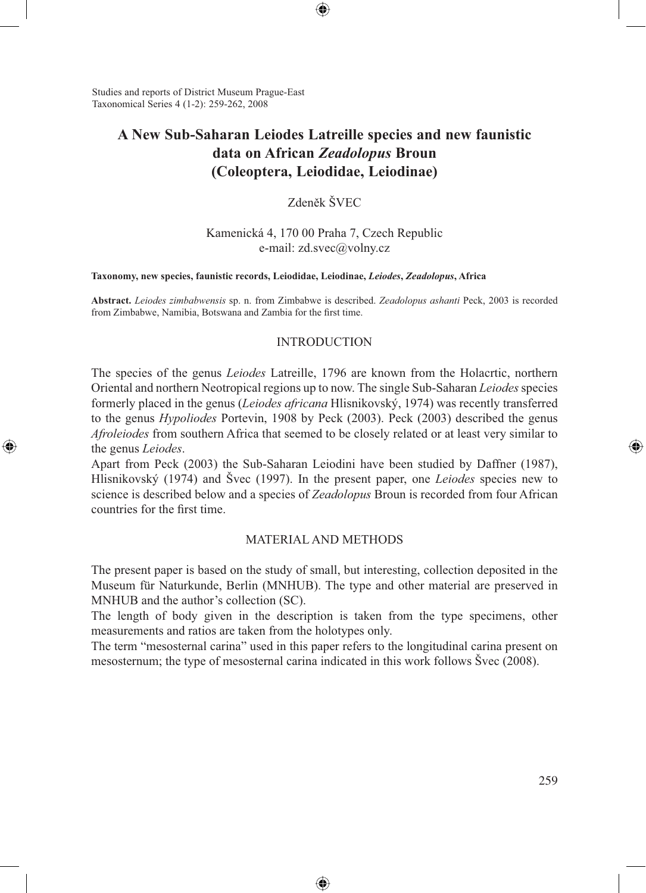Studies and reports of District Museum Prague-East
Taxonomical Series 4 (1-2): 259-262, 2008

# A New Sub-Saharan Leiodes Latreille species and new faunistic data on African *Zeadolopus* Broun (Coleoptera, Leiodidae, Leiodinae)

Zdeněk ŠVEC

Kamenická 4, 170 00 Praha 7, Czech Republic
e-mail: zd.svec@volny.cz

**Taxonomy, new species, faunistic records, Leiodidae, Leiodinae, *Leiodes*, *Zeadolopus*, Africa**

**Abstract.** *Leiodes zimbabwensis* sp. n. from Zimbabwe is described. *Zeadolopus ashanti* Peck, 2003 is recorded from Zimbabwe, Namibia, Botswana and Zambia for the first time.

## INTRODUCTION

The species of the genus *Leiodes* Latreille, 1796 are known from the Holacrtic, northern Oriental and northern Neotropical regions up to now. The single Sub-Saharan *Leiodes* species formerly placed in the genus (*Leiodes africana* Hlisnikovský, 1974) was recently transferred to the genus *Hypoliodes* Portevin, 1908 by Peck (2003). Peck (2003) described the genus *Afroleiodes* from southern Africa that seemed to be closely related or at least very similar to the genus *Leiodes*.

Apart from Peck (2003) the Sub-Saharan Leiodini have been studied by Daffner (1987), Hlisnikovský (1974) and Švec (1997). In the present paper, one *Leiodes* species new to science is described below and a species of *Zeadolopus* Broun is recorded from four African countries for the first time.

## MATERIAL AND METHODS

The present paper is based on the study of small, but interesting, collection deposited in the Museum für Naturkunde, Berlin (MNHUB). The type and other material are preserved in MNHUB and the author's collection (SC).

The length of body given in the description is taken from the type specimens, other measurements and ratios are taken from the holotypes only.

The term "mesosternal carina" used in this paper refers to the longitudinal carina present on mesosternum; the type of mesosternal carina indicated in this work follows Švec (2008).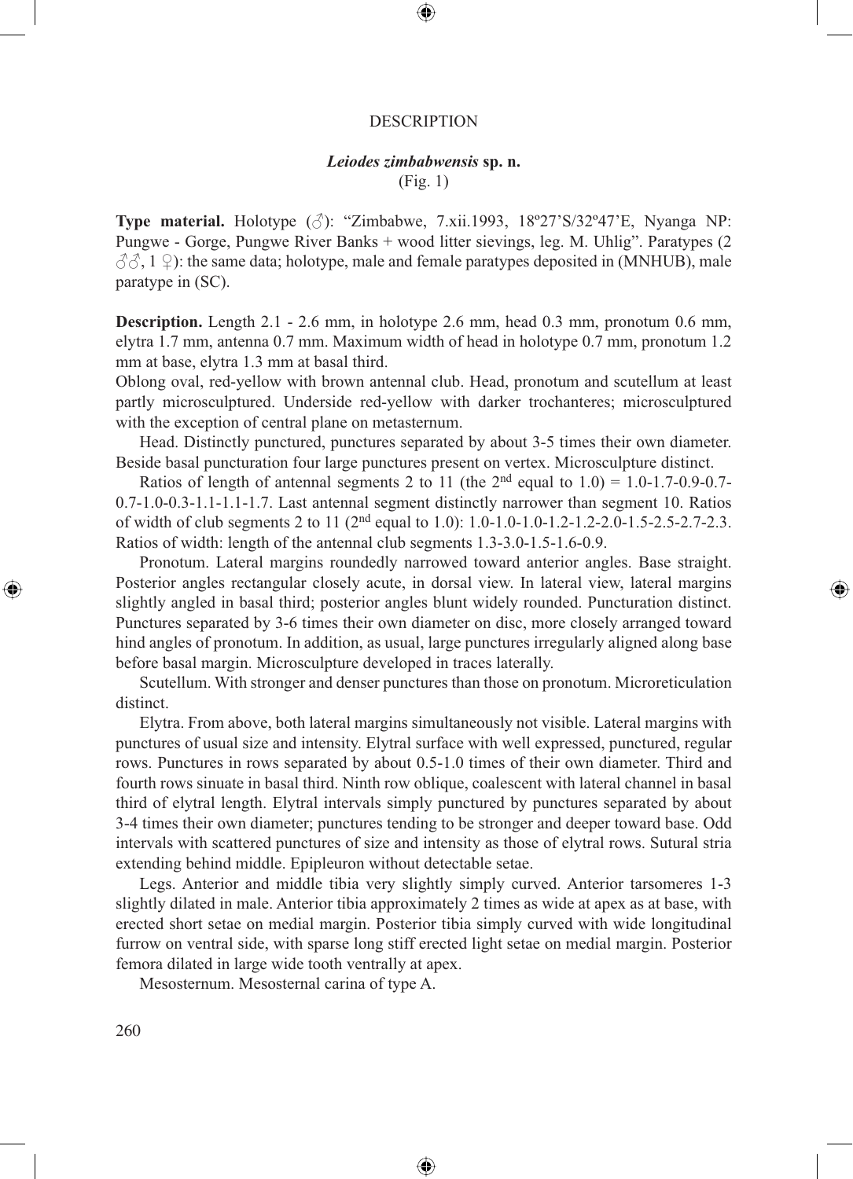## DESCRIPTION

### *Leiodes zimbabwensis* sp. n.

(Fig. 1)

**Type material.** Holotype (♂): "Zimbabwe, 7.xii.1993, 18º27'S/32º47'E, Nyanga NP: Pungwe - Gorge, Pungwe River Banks + wood litter sievings, leg. M. Uhlig". Paratypes (2 ♂♂, 1 ♀): the same data; holotype, male and female paratypes deposited in (MNHUB), male paratype in (SC).

**Description.** Length 2.1 - 2.6 mm, in holotype 2.6 mm, head 0.3 mm, pronotum 0.6 mm, elytra 1.7 mm, antenna 0.7 mm. Maximum width of head in holotype 0.7 mm, pronotum 1.2 mm at base, elytra 1.3 mm at basal third.

Oblong oval, red-yellow with brown antennal club. Head, pronotum and scutellum at least partly microsculptured. Underside red-yellow with darker trochanteres; microsculptured with the exception of central plane on metasternum.

Head. Distinctly punctured, punctures separated by about 3-5 times their own diameter. Beside basal puncturation four large punctures present on vertex. Microsculpture distinct.

Ratios of length of antennal segments 2 to 11 (the 2nd equal to 1.0) = 1.0-1.7-0.9-0.7-0.7-1.0-0.3-1.1-1.1-1.7. Last antennal segment distinctly narrower than segment 10. Ratios of width of club segments 2 to 11 (2nd equal to 1.0): 1.0-1.0-1.0-1.2-1.2-2.0-1.5-2.5-2.7-2.3. Ratios of width: length of the antennal club segments 1.3-3.0-1.5-1.6-0.9.

Pronotum. Lateral margins roundedly narrowed toward anterior angles. Base straight. Posterior angles rectangular closely acute, in dorsal view. In lateral view, lateral margins slightly angled in basal third; posterior angles blunt widely rounded. Puncturation distinct. Punctures separated by 3-6 times their own diameter on disc, more closely arranged toward hind angles of pronotum. In addition, as usual, large punctures irregularly aligned along base before basal margin. Microsculpture developed in traces laterally.

Scutellum. With stronger and denser punctures than those on pronotum. Microreticulation distinct.

Elytra. From above, both lateral margins simultaneously not visible. Lateral margins with punctures of usual size and intensity. Elytral surface with well expressed, punctured, regular rows. Punctures in rows separated by about 0.5-1.0 times of their own diameter. Third and fourth rows sinuate in basal third. Ninth row oblique, coalescent with lateral channel in basal third of elytral length. Elytral intervals simply punctured by punctures separated by about 3-4 times their own diameter; punctures tending to be stronger and deeper toward base. Odd intervals with scattered punctures of size and intensity as those of elytral rows. Sutural stria extending behind middle. Epipleuron without detectable setae.

Legs. Anterior and middle tibia very slightly simply curved. Anterior tarsomeres 1-3 slightly dilated in male. Anterior tibia approximately 2 times as wide at apex as at base, with erected short setae on medial margin. Posterior tibia simply curved with wide longitudinal furrow on ventral side, with sparse long stiff erected light setae on medial margin. Posterior femora dilated in large wide tooth ventrally at apex.

Mesosternum. Mesosternal carina of type A.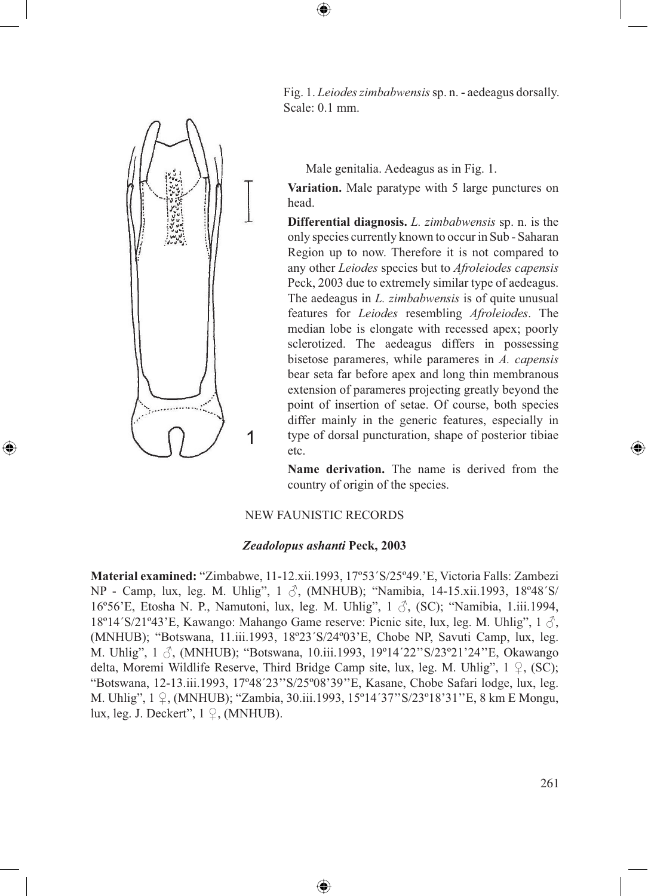Fig. 1. *Leiodes zimbabwensis* sp. n. - aedeagus dorsally. Scale: 0.1 mm.

Male genitalia. Aedeagus as in Fig. 1.

**Variation.** Male paratype with 5 large punctures on head.

**Differential diagnosis.** *L. zimbabwensis* sp. n. is the only species currently known to occur in Sub - Saharan Region up to now. Therefore it is not compared to any other *Leiodes* species but to *Afroleiodes capensis* Peck, 2003 due to extremely similar type of aedeagus. The aedeagus in *L. zimbabwensis* is of quite unusual features for *Leiodes* resembling *Afroleiodes*. The median lobe is elongate with recessed apex; poorly sclerotized. The aedeagus differs in possessing bisetose parameres, while parameres in *A. capensis* bear seta far before apex and long thin membranous extension of parameres projecting greatly beyond the point of insertion of setae. Of course, both species differ mainly in the generic features, especially in type of dorsal puncturation, shape of posterior tibiae etc.

**Name derivation.** The name is derived from the country of origin of the species.

## NEW FAUNISTIC RECORDS

### *Zeadolopus ashanti* Peck, 2003

**Material examined:** "Zimbabwe, 11-12.xii.1993, 17º53´S/25º49.'E, Victoria Falls: Zambezi NP - Camp, lux, leg. M. Uhlig", 1 ♂, (MNHUB); "Namibia, 14-15.xii.1993, 18º48´S/ 16º56'E, Etosha N. P., Namutoni, lux, leg. M. Uhlig", 1 ♂, (SC); "Namibia, 1.iii.1994, 18º14´S/21º43'E, Kawango: Mahango Game reserve: Picnic site, lux, leg. M. Uhlig", 1 ♂, (MNHUB); "Botswana, 11.iii.1993, 18º23´S/24º03'E, Chobe NP, Savuti Camp, lux, leg. M. Uhlig", 1 ♂, (MNHUB); "Botswana, 10.iii.1993, 19º14´22''S/23º21'24''E, Okawango delta, Moremi Wildlife Reserve, Third Bridge Camp site, lux, leg. M. Uhlig", 1 ♀, (SC); "Botswana, 12-13.iii.1993, 17º48´23''S/25º08'39''E, Kasane, Chobe Safari lodge, lux, leg. M. Uhlig", 1 ♀, (MNHUB); "Zambia, 30.iii.1993, 15º14´37''S/23º18'31''E, 8 km E Mongu, lux, leg. J. Deckert", 1 ♀, (MNHUB).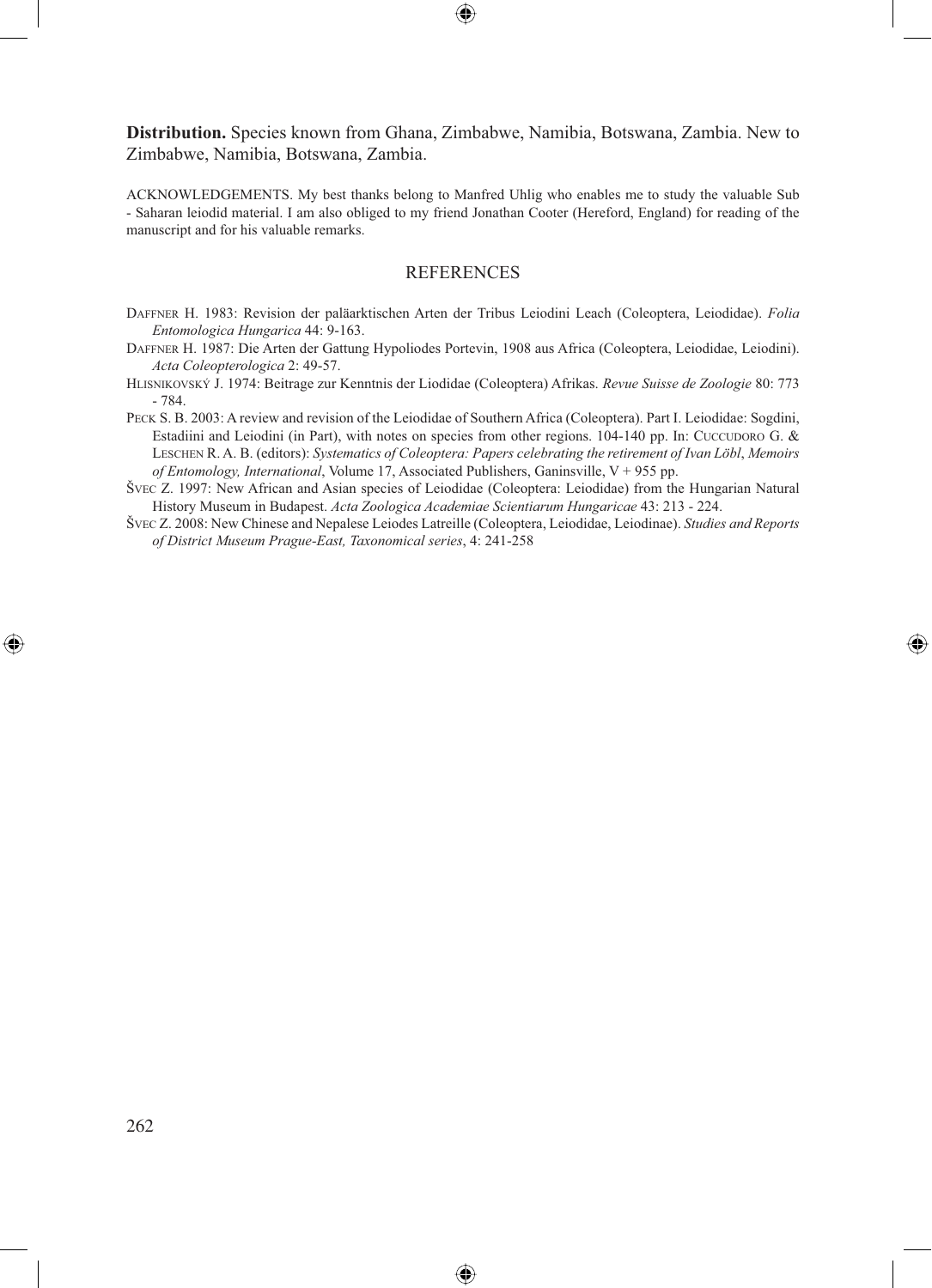**Distribution.** Species known from Ghana, Zimbabwe, Namibia, Botswana, Zambia. New to Zimbabwe, Namibia, Botswana, Zambia.

ACKNOWLEDGEMENTS. My best thanks belong to Manfred Uhlig who enables me to study the valuable Sub - Saharan leiodid material. I am also obliged to my friend Jonathan Cooter (Hereford, England) for reading of the manuscript and for his valuable remarks.

## REFERENCES

Daffner H. 1983: Revision der paläarktischen Arten der Tribus Leiodini Leach (Coleoptera, Leiodidae). *Folia Entomologica Hungarica* 44: 9-163.

Daffner H. 1987: Die Arten der Gattung Hypoliodes Portevin, 1908 aus Africa (Coleoptera, Leiodidae, Leiodini). *Acta Coleopterologica* 2: 49-57.

Hlisnikovský J. 1974: Beitrage zur Kenntnis der Liodidae (Coleoptera) Afrikas. *Revue Suisse de Zoologie* 80: 773 - 784.

Peck S. B. 2003: A review and revision of the Leiodidae of Southern Africa (Coleoptera). Part I. Leiodidae: Sogdini, Estadiini and Leiodini (in Part), with notes on species from other regions. 104-140 pp. In: Cuccudoro G. & Leschen R. A. B. (editors): *Systematics of Coleoptera: Papers celebrating the retirement of Ivan Löbl*, *Memoirs of Entomology, International*, Volume 17, Associated Publishers, Ganinsville, V + 955 pp.

Švec Z. 1997: New African and Asian species of Leiodidae (Coleoptera: Leiodidae) from the Hungarian Natural History Museum in Budapest. *Acta Zoologica Academiae Scientiarum Hungaricae* 43: 213 - 224.

Švec Z. 2008: New Chinese and Nepalese Leiodes Latreille (Coleoptera, Leiodidae, Leiodinae). *Studies and Reports of District Museum Prague-East, Taxonomical series*, 4: 241-258